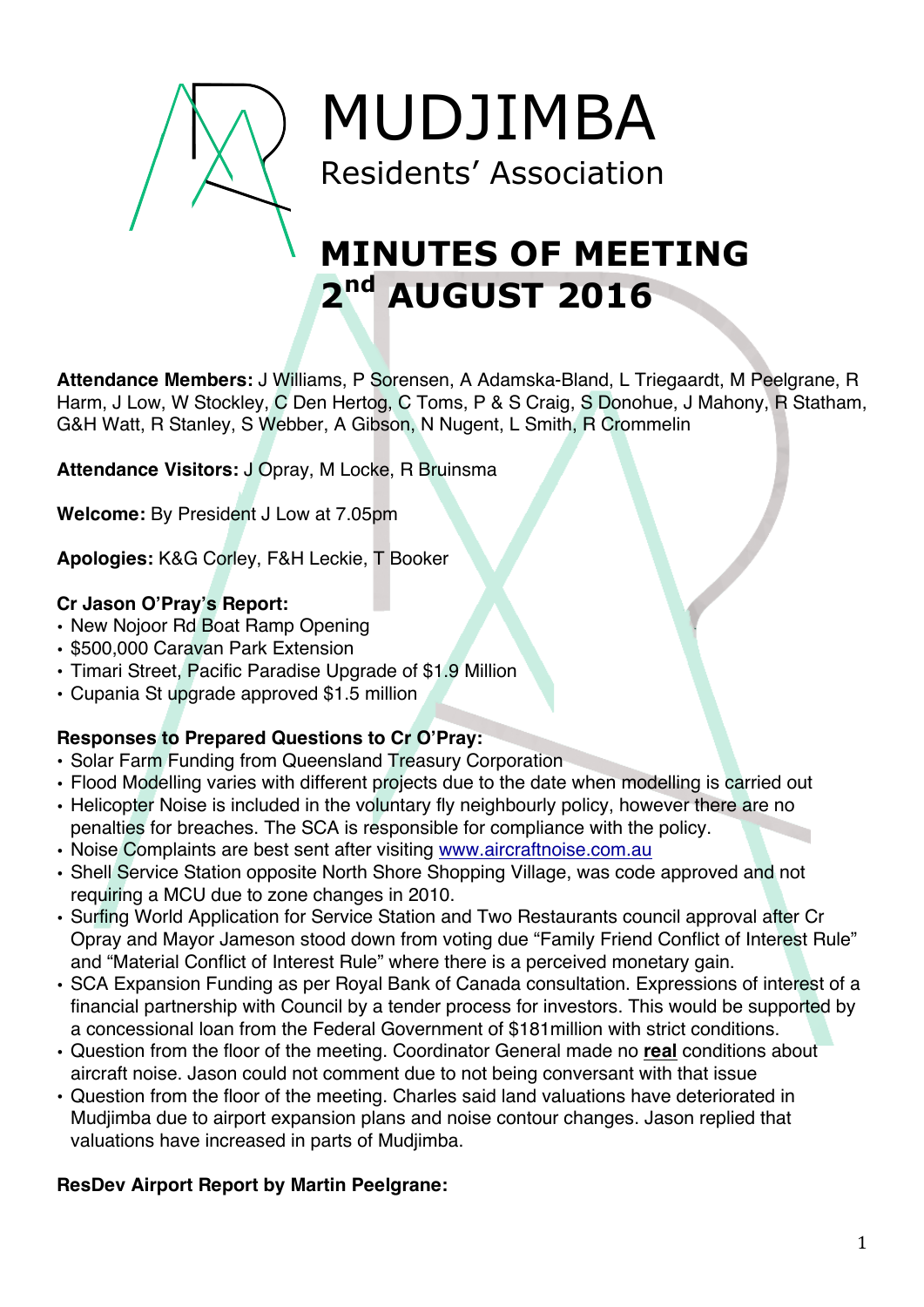# MUDJIMBA

Residents' Association

# MINUTES OF MEETING 2nd AUGUST 2016

**Attendance Members:** J Williams, P Sorensen, A Adamska-Bland, L Triegaardt, M Peelgrane, R Harm, J Low, W Stockley, C Den Hertog, C Toms, P & S Craig, S Donohue, J Mahony, R Statham, G&H Watt, R Stanley, S Webber, A Gibson, N Nugent, L Smith, R Crommelin

**Attendance Visitors:** J Opray, M Locke, R Bruinsma

**Welcome:** By President J Low at 7.05pm

**Apologies:** K&G Corley, F&H Leckie, T Booker

**Cr Jason O'Pray's Report:**

- New Nojoor Rd Boat Ramp Opening
- $500,000 Caravan Park Extension
- Timari Street, Pacific Paradise Upgrade of $1.9 Million
- Cupania St upgrade approved $1.5 million

**Responses to Prepared Questions to Cr O'Pray:**

- Solar Farm Funding from Queensland Treasury Corporation
- Flood Modelling varies with different projects due to the date when modelling is carried out
- Helicopter Noise is included in the voluntary fly neighbourly policy, however there are no penalties for breaches. The SCA is responsible for compliance with the policy.
- Noise Complaints are best sent after visiting www.aircraftnoise.com.au
- Shell Service Station opposite North Shore Shopping Village, was code approved and not requiring a MCU due to zone changes in 2010.
- Surfing World Application for Service Station and Two Restaurants council approval after Cr Opray and Mayor Jameson stood down from voting due "Family Friend Conflict of Interest Rule" and "Material Conflict of Interest Rule" where there is a perceived monetary gain.
- SCA Expansion Funding as per Royal Bank of Canada consultation. Expressions of interest of a financial partnership with Council by a tender process for investors. This would be supported by a concessional loan from the Federal Government of $181million with strict conditions.
- Question from the floor of the meeting. Coordinator General made no **real** conditions about aircraft noise. Jason could not comment due to not being conversant with that issue
- Question from the floor of the meeting. Charles said land valuations have deteriorated in Mudjimba due to airport expansion plans and noise contour changes. Jason replied that valuations have increased in parts of Mudjimba.

**ResDev Airport Report by Martin Peelgrane:**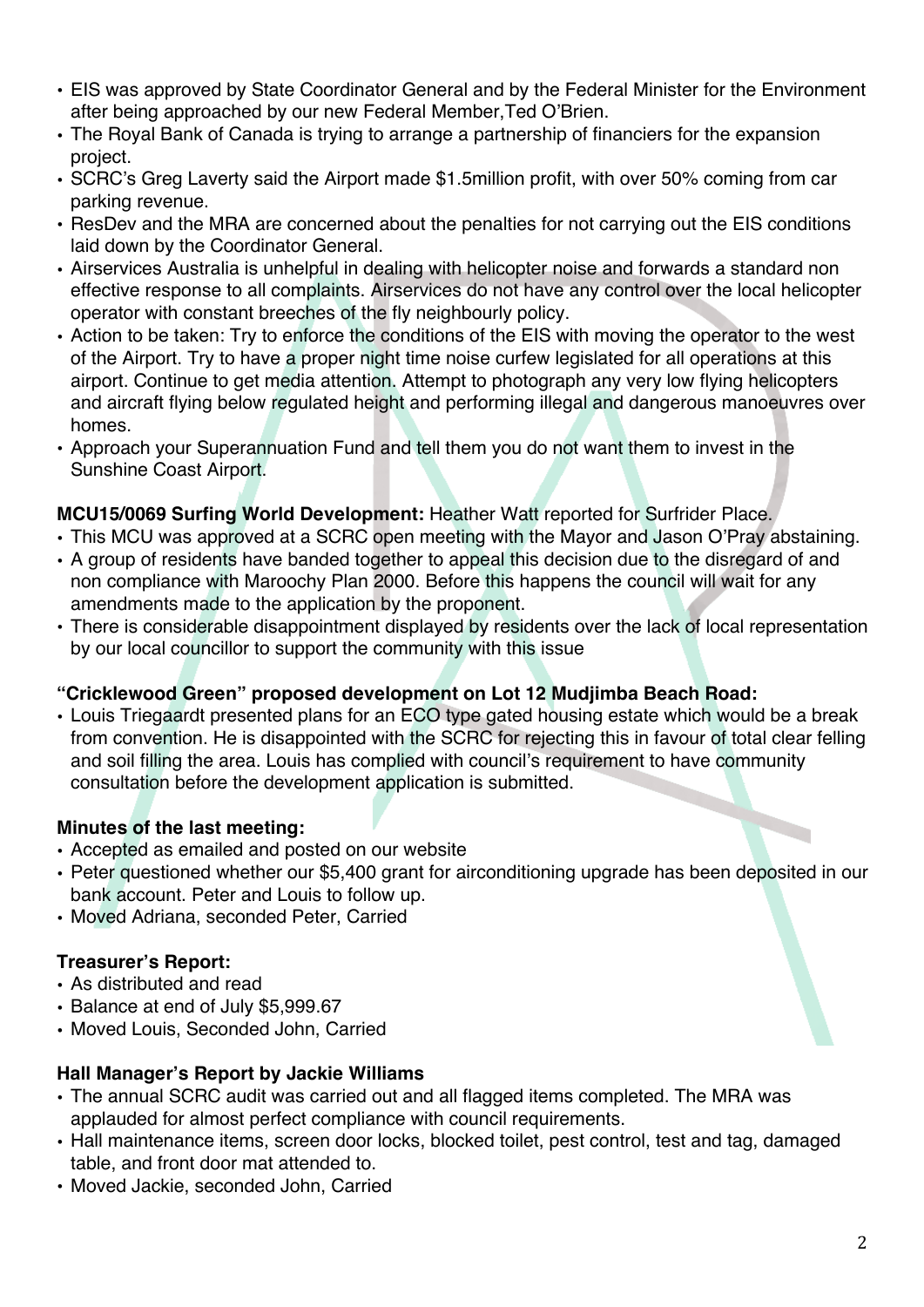- EIS was approved by State Coordinator General and by the Federal Minister for the Environment after being approached by our new Federal Member,Ted O'Brien.
- The Royal Bank of Canada is trying to arrange a partnership of financiers for the expansion project.
- SCRC's Greg Laverty said the Airport made $1.5million profit, with over 50% coming from car parking revenue.
- ResDev and the MRA are concerned about the penalties for not carrying out the EIS conditions laid down by the Coordinator General.
- Airservices Australia is unhelpful in dealing with helicopter noise and forwards a standard non effective response to all complaints. Airservices do not have any control over the local helicopter operator with constant breeches of the fly neighbourly policy.
- Action to be taken: Try to enforce the conditions of the EIS with moving the operator to the west of the Airport. Try to have a proper night time noise curfew legislated for all operations at this airport. Continue to get media attention. Attempt to photograph any very low flying helicopters and aircraft flying below regulated height and performing illegal and dangerous manoeuvres over homes.
- Approach your Superannuation Fund and tell them you do not want them to invest in the Sunshine Coast Airport.

**MCU15/0069 Surfing World Development:** Heather Watt reported for Surfrider Place.

- This MCU was approved at a SCRC open meeting with the Mayor and Jason O'Pray abstaining.
- A group of residents have banded together to appeal this decision due to the disregard of and non compliance with Maroochy Plan 2000. Before this happens the council will wait for any amendments made to the application by the proponent.
- There is considerable disappointment displayed by residents over the lack of local representation by our local councillor to support the community with this issue

**"Cricklewood Green" proposed development on Lot 12 Mudjimba Beach Road:**

- Louis Triegaardt presented plans for an ECO type gated housing estate which would be a break from convention. He is disappointed with the SCRC for rejecting this in favour of total clear felling and soil filling the area. Louis has complied with council's requirement to have community consultation before the development application is submitted.

**Minutes of the last meeting:**

- Accepted as emailed and posted on our website
- Peter questioned whether our $5,400 grant for airconditioning upgrade has been deposited in our bank account. Peter and Louis to follow up.
- Moved Adriana, seconded Peter, Carried

**Treasurer's Report:**

- As distributed and read
- Balance at end of July $5,999.67
- Moved Louis, Seconded John, Carried

**Hall Manager's Report by Jackie Williams**

- The annual SCRC audit was carried out and all flagged items completed. The MRA was applauded for almost perfect compliance with council requirements.
- Hall maintenance items, screen door locks, blocked toilet, pest control, test and tag, damaged table, and front door mat attended to.
- Moved Jackie, seconded John, Carried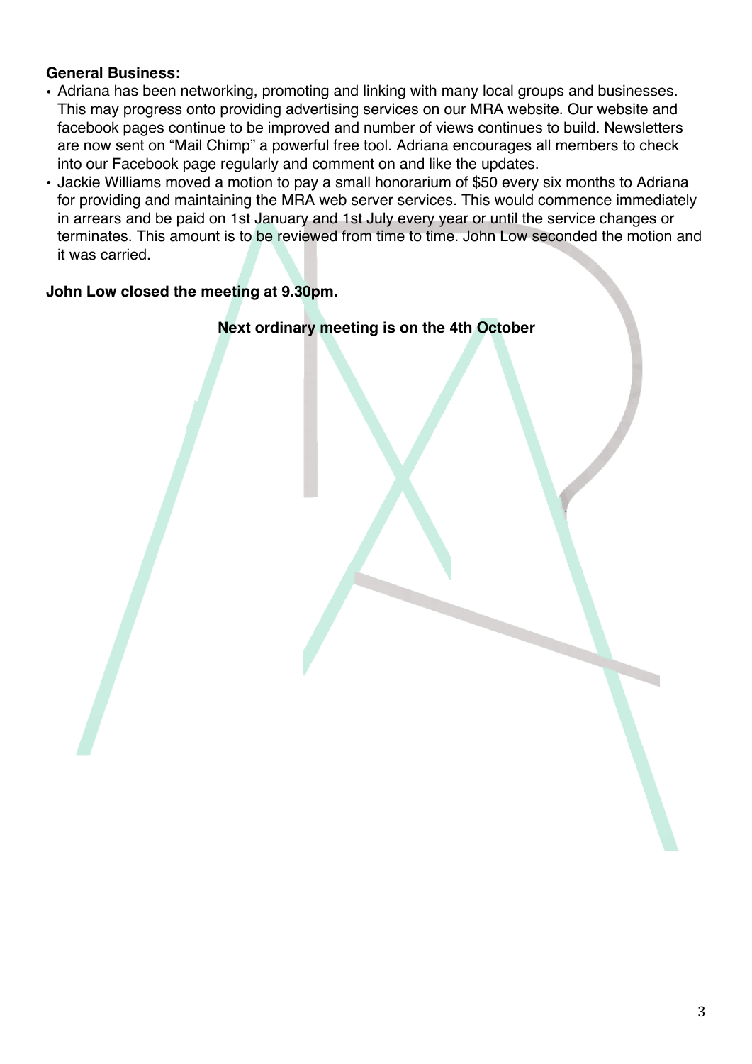**General Business:**

- Adriana has been networking, promoting and linking with many local groups and businesses. This may progress onto providing advertising services on our MRA website. Our website and facebook pages continue to be improved and number of views continues to build. Newsletters are now sent on "Mail Chimp" a powerful free tool. Adriana encourages all members to check into our Facebook page regularly and comment on and like the updates.
- Jackie Williams moved a motion to pay a small honorarium of $50 every six months to Adriana for providing and maintaining the MRA web server services. This would commence immediately in arrears and be paid on 1st January and 1st July every year or until the service changes or terminates. This amount is to be reviewed from time to time. John Low seconded the motion and it was carried.

**John Low closed the meeting at 9.30pm.**

**Next ordinary meeting is on the 4th October**